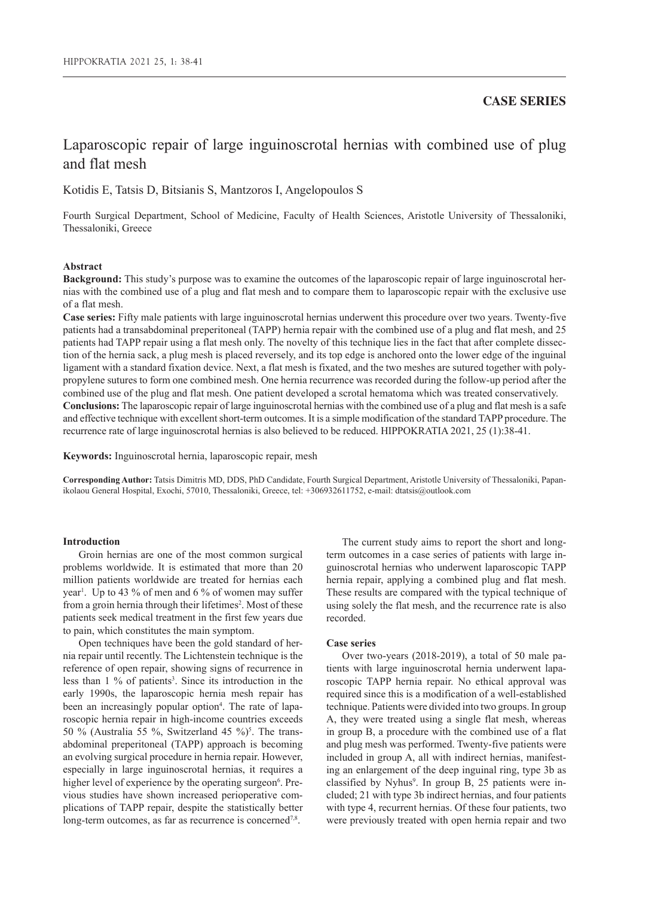**CASE SERIES**

# Laparoscopic repair of large inguinoscrotal hernias with combined use of plug and flat mesh

Kotidis E, Tatsis D, Bitsianis S, Mantzoros I, Angelopoulos S

Fourth Surgical Department, School of Medicine, Faculty of Health Sciences, Aristotle University of Thessaloniki, Thessaloniki, Greece

### Abstract

**Background:** This study's purpose was to examine the outcomes of the laparoscopic repair of large inguinoscrotal hernias with the combined use of a plug and flat mesh and to compare them to laparoscopic repair with the exclusive use of a flat mesh.

**Case series:** Fifty male patients with large inguinoscrotal hernias underwent this procedure over two years. Twenty-five patients had a transabdominal preperitoneal (TAPP) hernia repair with the combined use of a plug and flat mesh, and 25 patients had TAPP repair using a flat mesh only. The novelty of this technique lies in the fact that after complete dissection of the hernia sack, a plug mesh is placed reversely, and its top edge is anchored onto the lower edge of the inguinal ligament with a standard fixation device. Next, a flat mesh is fixated, and the two meshes are sutured together with polypropylene sutures to form one combined mesh. One hernia recurrence was recorded during the follow-up period after the combined use of the plug and flat mesh. One patient developed a scrotal hematoma which was treated conservatively.

**Conclusions:** The laparoscopic repair of large inguinoscrotal hernias with the combined use of a plug and flat mesh is a safe and effective technique with excellent short-term outcomes. It is a simple modification of the standard TAPP procedure. The recurrence rate of large inguinoscrotal hernias is also believed to be reduced. HIPPOKRATIA 2021, 25 (1):38-41.

**Keywords:** Inguinoscrotal hernia, laparoscopic repair, mesh

**Corresponding Author:** Tatsis Dimitris MD, DDS, PhD Candidate, Fourth Surgical Department, Aristotle University of Thessaloniki, Papanikolaou General Hospital, Exochi, 57010, Thessaloniki, Greece, tel: +306932611752, e-mail: dtatsis@outlook.com

### Introduction

Groin hernias are one of the most common surgical problems worldwide. It is estimated that more than 20 million patients worldwide are treated for hernias each year[1]. Up to 43 % of men and 6 % of women may suffer from a groin hernia through their lifetimes[2]. Most of these patients seek medical treatment in the first few years due to pain, which constitutes the main symptom.

Open techniques have been the gold standard of hernia repair until recently. The Lichtenstein technique is the reference of open repair, showing signs of recurrence in less than 1 % of patients[3]. Since its introduction in the early 1990s, the laparoscopic hernia mesh repair has been an increasingly popular option[4]. The rate of laparoscopic hernia repair in high-income countries exceeds 50 % (Australia 55 %, Switzerland 45 %)[5]. The transabdominal preperitoneal (TAPP) approach is becoming an evolving surgical procedure in hernia repair. However, especially in large inguinoscrotal hernias, it requires a higher level of experience by the operating surgeon[6]. Previous studies have shown increased perioperative complications of TAPP repair, despite the statistically better long-term outcomes, as far as recurrence is concerned[7,8].

The current study aims to report the short and long-term outcomes in a case series of patients with large inguinoscrotal hernias who underwent laparoscopic TAPP hernia repair, applying a combined plug and flat mesh. These results are compared with the typical technique of using solely the flat mesh, and the recurrence rate is also recorded.

### Case series

Over two-years (2018-2019), a total of 50 male patients with large inguinoscrotal hernia underwent laparoscopic TAPP hernia repair. No ethical approval was required since this is a modification of a well-established technique. Patients were divided into two groups. In group A, they were treated using a single flat mesh, whereas in group B, a procedure with the combined use of a flat and plug mesh was performed. Twenty-five patients were included in group A, all with indirect hernias, manifesting an enlargement of the deep inguinal ring, type 3b as classified by Nyhus[9]. In group B, 25 patients were included; 21 with type 3b indirect hernias, and four patients with type 4, recurrent hernias. Of these four patients, two were previously treated with open hernia repair and two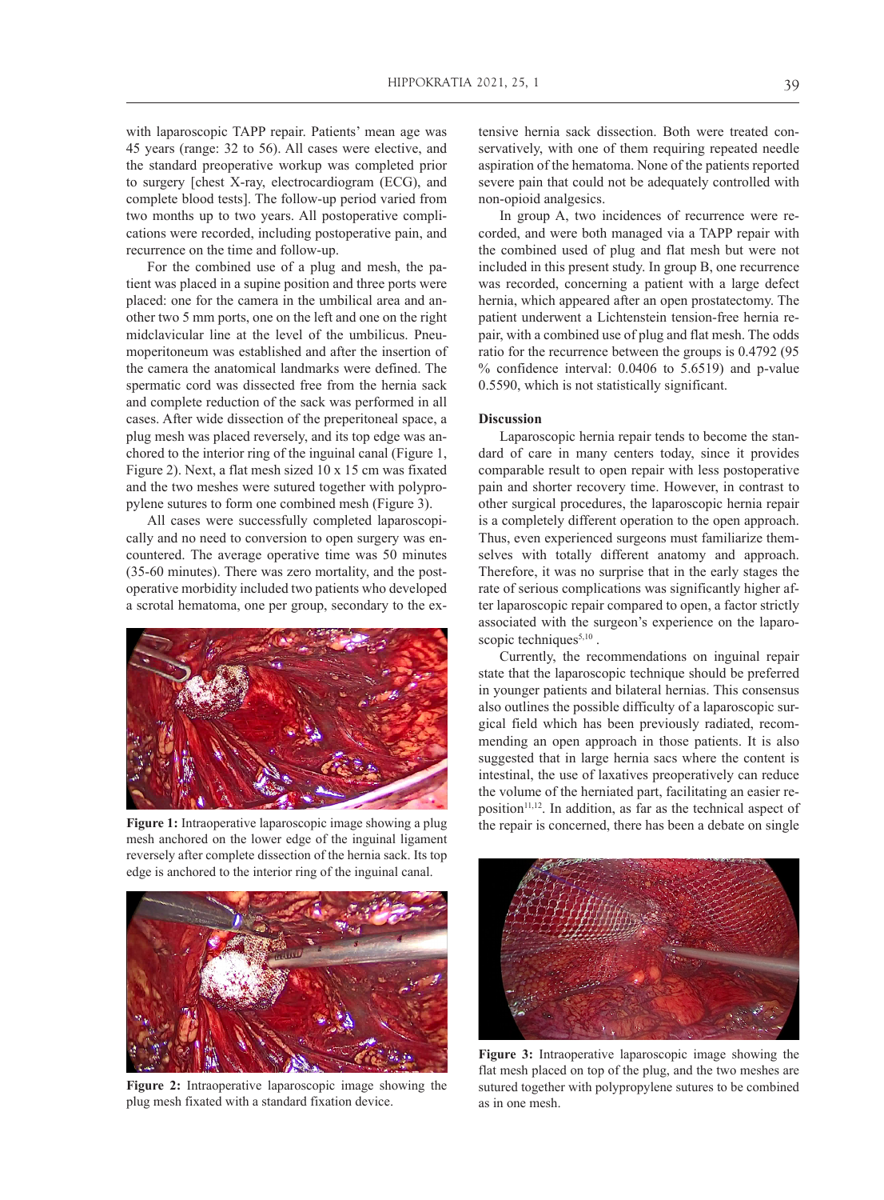with laparoscopic TAPP repair. Patients' mean age was 45 years (range: 32 to 56). All cases were elective, and the standard preoperative workup was completed prior to surgery [chest X-ray, electrocardiogram (ECG), and complete blood tests]. The follow-up period varied from two months up to two years. All postoperative complications were recorded, including postoperative pain, and recurrence on the time and follow-up.

For the combined use of a plug and mesh, the patient was placed in a supine position and three ports were placed: one for the camera in the umbilical area and another two 5 mm ports, one on the left and one on the right midclavicular line at the level of the umbilicus. Pneumoperitoneum was established and after the insertion of the camera the anatomical landmarks were defined. The spermatic cord was dissected free from the hernia sack and complete reduction of the sack was performed in all cases. After wide dissection of the preperitoneal space, a plug mesh was placed reversely, and its top edge was anchored to the interior ring of the inguinal canal (Figure 1, Figure 2). Next, a flat mesh sized 10 x 15 cm was fixated and the two meshes were sutured together with polypropylene sutures to form one combined mesh (Figure 3).

All cases were successfully completed laparoscopically and no need to conversion to open surgery was encountered. The average operative time was 50 minutes (35-60 minutes). There was zero mortality, and the postoperative morbidity included two patients who developed a scrotal hematoma, one per group, secondary to the extensive hernia sack dissection. Both were treated conservatively, with one of them requiring repeated needle aspiration of the hematoma. None of the patients reported severe pain that could not be adequately controlled with non-opioid analgesics.

**Figure 1:** Intraoperative laparoscopic image showing a plug mesh anchored on the lower edge of the inguinal ligament reversely after complete dissection of the hernia sack. Its top edge is anchored to the interior ring of the inguinal canal.

**Figure 2:** Intraoperative laparoscopic image showing the plug mesh fixated with a standard fixation device.

In group A, two incidences of recurrence were recorded, and were both managed via a TAPP repair with the combined used of plug and flat mesh but were not included in this present study. In group B, one recurrence was recorded, concerning a patient with a large defect hernia, which appeared after an open prostatectomy. The patient underwent a Lichtenstein tension-free hernia repair, with a combined use of plug and flat mesh. The odds ratio for the recurrence between the groups is 0.4792 (95 % confidence interval: 0.0406 to 5.6519) and p-value 0.5590, which is not statistically significant.

## Discussion

Laparoscopic hernia repair tends to become the standard of care in many centers today, since it provides comparable result to open repair with less postoperative pain and shorter recovery time. However, in contrast to other surgical procedures, the laparoscopic hernia repair is a completely different operation to the open approach. Thus, even experienced surgeons must familiarize themselves with totally different anatomy and approach. Therefore, it was no surprise that in the early stages the rate of serious complications was significantly higher after laparoscopic repair compared to open, a factor strictly associated with the surgeon's experience on the laparoscopic techniques[5,10] .

Currently, the recommendations on inguinal repair state that the laparoscopic technique should be preferred in younger patients and bilateral hernias. This consensus also outlines the possible difficulty of a laparoscopic surgical field which has been previously radiated, recommending an open approach in those patients. It is also suggested that in large hernia sacs where the content is intestinal, the use of laxatives preoperatively can reduce the volume of the herniated part, facilitating an easier reposition[11,12]. In addition, as far as the technical aspect of the repair is concerned, there has been a debate on single

**Figure 3:** Intraoperative laparoscopic image showing the flat mesh placed on top of the plug, and the two meshes are sutured together with polypropylene sutures to be combined as in one mesh.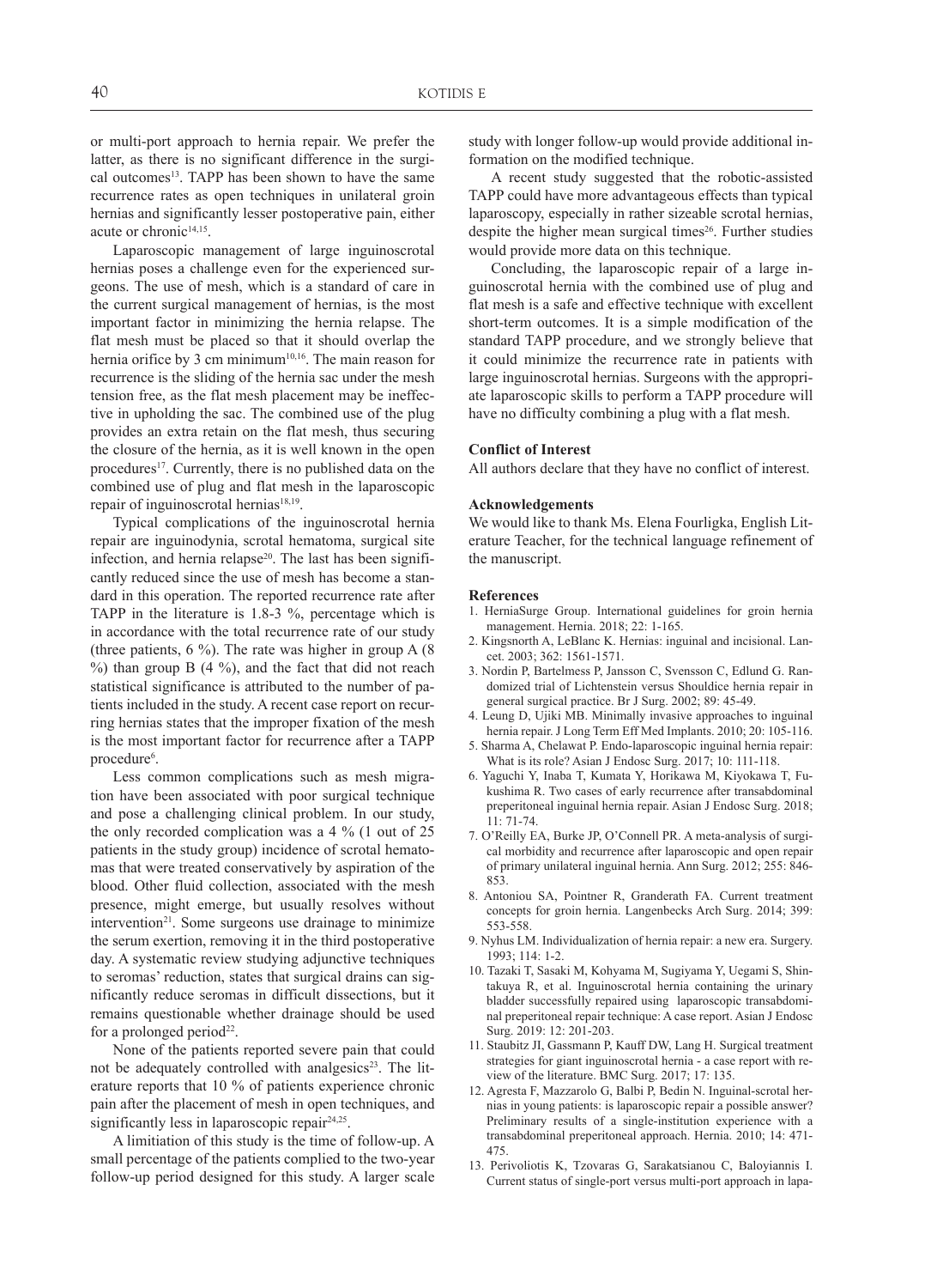or multi-port approach to hernia repair. We prefer the latter, as there is no significant difference in the surgical outcomes[13]. TAPP has been shown to have the same recurrence rates as open techniques in unilateral groin hernias and significantly lesser postoperative pain, either acute or chronic[14,15].

Laparoscopic management of large inguinoscrotal hernias poses a challenge even for the experienced surgeons. The use of mesh, which is a standard of care in the current surgical management of hernias, is the most important factor in minimizing the hernia relapse. The flat mesh must be placed so that it should overlap the hernia orifice by 3 cm minimum[10,16]. The main reason for recurrence is the sliding of the hernia sac under the mesh tension free, as the flat mesh placement may be ineffective in upholding the sac. The combined use of the plug provides an extra retain on the flat mesh, thus securing the closure of the hernia, as it is well known in the open procedures[17]. Currently, there is no published data on the combined use of plug and flat mesh in the laparoscopic repair of inguinoscrotal hernias[18,19].

Typical complications of the inguinoscrotal hernia repair are inguinodynia, scrotal hematoma, surgical site infection, and hernia relapse[20]. The last has been significantly reduced since the use of mesh has become a standard in this operation. The reported recurrence rate after TAPP in the literature is 1.8-3 %, percentage which is in accordance with the total recurrence rate of our study (three patients, 6 %). The rate was higher in group A (8 %) than group B (4 %), and the fact that did not reach statistical significance is attributed to the number of patients included in the study. A recent case report on recurring hernias states that the improper fixation of the mesh is the most important factor for recurrence after a TAPP procedure[6].

Less common complications such as mesh migration have been associated with poor surgical technique and pose a challenging clinical problem. In our study, the only recorded complication was a 4 % (1 out of 25 patients in the study group) incidence of scrotal hematomas that were treated conservatively by aspiration of the blood. Other fluid collection, associated with the mesh presence, might emerge, but usually resolves without intervention[21]. Some surgeons use drainage to minimize the serum exertion, removing it in the third postoperative day. A systematic review studying adjunctive techniques to seromas' reduction, states that surgical drains can significantly reduce seromas in difficult dissections, but it remains questionable whether drainage should be used for a prolonged period[22].

None of the patients reported severe pain that could not be adequately controlled with analgesics[23]. The literature reports that 10 % of patients experience chronic pain after the placement of mesh in open techniques, and significantly less in laparoscopic repair[24,25].

A limitiation of this study is the time of follow-up. A small percentage of the patients complied to the two-year follow-up period designed for this study. A larger scale study with longer follow-up would provide additional information on the modified technique.

A recent study suggested that the robotic-assisted TAPP could have more advantageous effects than typical laparoscopy, especially in rather sizeable scrotal hernias, despite the higher mean surgical times[26]. Further studies would provide more data on this technique.

Concluding, the laparoscopic repair of a large inguinoscrotal hernia with the combined use of plug and flat mesh is a safe and effective technique with excellent short-term outcomes. It is a simple modification of the standard TAPP procedure, and we strongly believe that it could minimize the recurrence rate in patients with large inguinoscrotal hernias. Surgeons with the appropriate laparoscopic skills to perform a TAPP procedure will have no difficulty combining a plug with a flat mesh.

**Conflict of Interest**

All authors declare that they have no conflict of interest.

**Acknowledgements**

We would like to thank Ms. Elena Fourligka, English Literature Teacher, for the technical language refinement of the manuscript.

**References**

1. HerniaSurge Group. International guidelines for groin hernia management. Hernia. 2018; 22: 1-165.
2. Kingsnorth A, LeBlanc K. Hernias: inguinal and incisional. Lancet. 2003; 362: 1561-1571.
3. Nordin P, Bartelmess P, Jansson C, Svensson C, Edlund G. Randomized trial of Lichtenstein versus Shouldice hernia repair in general surgical practice. Br J Surg. 2002; 89: 45-49.
4. Leung D, Ujiki MB. Minimally invasive approaches to inguinal hernia repair. J Long Term Eff Med Implants. 2010; 20: 105-116.
5. Sharma A, Chelawat P. Endo-laparoscopic inguinal hernia repair: What is its role? Asian J Endosc Surg. 2017; 10: 111-118.
6. Yaguchi Y, Inaba T, Kumata Y, Horikawa M, Kiyokawa T, Fukushima R. Two cases of early recurrence after transabdominal preperitoneal inguinal hernia repair. Asian J Endosc Surg. 2018; 11: 71-74.
7. O'Reilly EA, Burke JP, O'Connell PR. A meta-analysis of surgical morbidity and recurrence after laparoscopic and open repair of primary unilateral inguinal hernia. Ann Surg. 2012; 255: 846-853.
8. Antoniou SA, Pointner R, Granderath FA. Current treatment concepts for groin hernia. Langenbecks Arch Surg. 2014; 399: 553-558.
9. Nyhus LM. Individualization of hernia repair: a new era. Surgery. 1993; 114: 1-2.
10. Tazaki T, Sasaki M, Kohyama M, Sugiyama Y, Uegami S, Shintakuya R, et al. Inguinoscrotal hernia containing the urinary bladder successfully repaired using laparoscopic transabdominal preperitoneal repair technique: A case report. Asian J Endosc Surg. 2019: 12: 201-203.
11. Staubitz JI, Gassmann P, Kauff DW, Lang H. Surgical treatment strategies for giant inguinoscrotal hernia - a case report with review of the literature. BMC Surg. 2017; 17: 135.
12. Agresta F, Mazzarolo G, Balbi P, Bedin N. Inguinal-scrotal hernias in young patients: is laparoscopic repair a possible answer? Preliminary results of a single-institution experience with a transabdominal preperitoneal approach. Hernia. 2010; 14: 471-475.
13. Perivoliotis K, Tzovaras G, Sarakatsianou C, Baloyiannis I. Current status of single-port versus multi-port approach in lapa-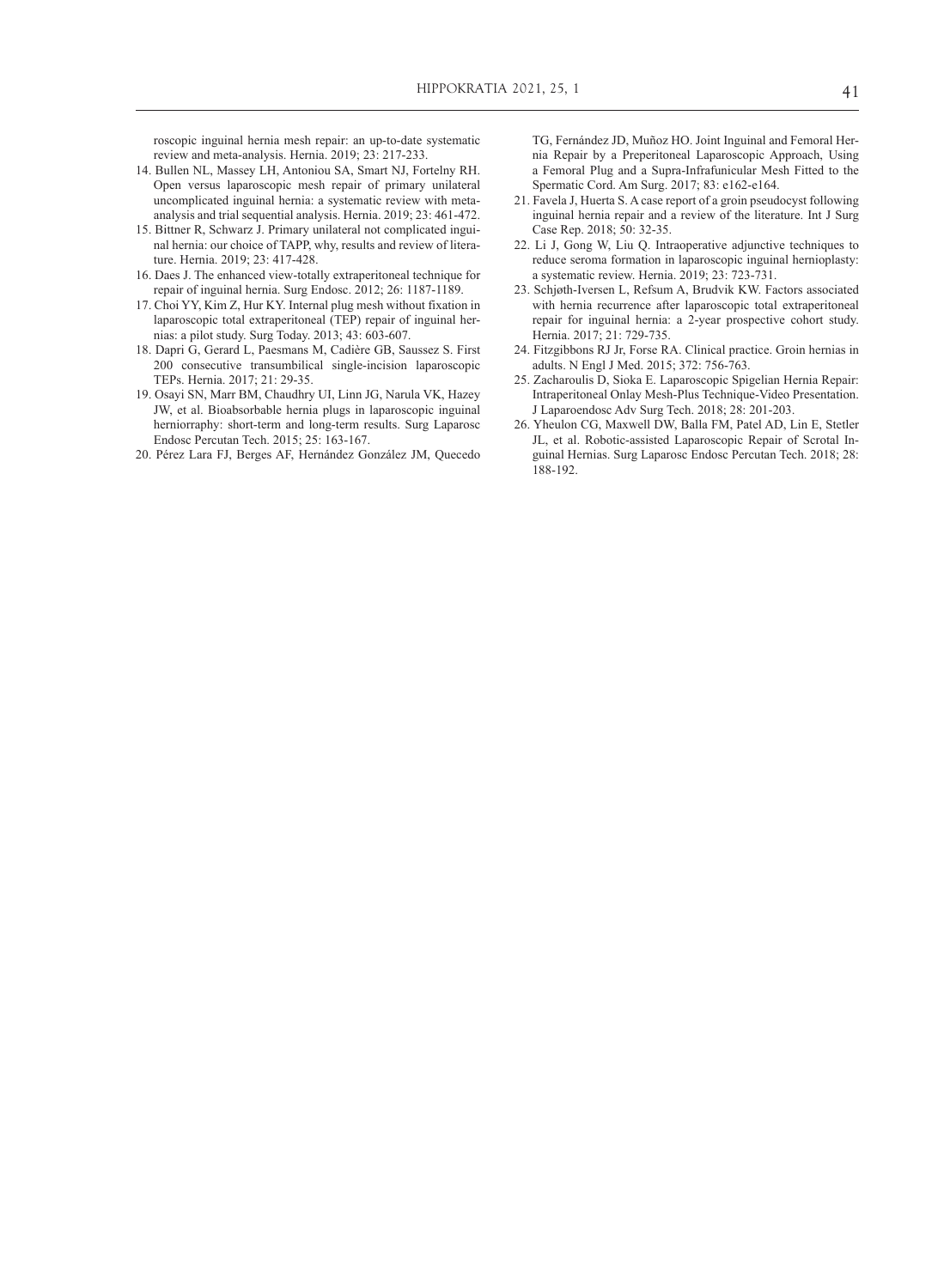roscopic inguinal hernia mesh repair: an up-to-date systematic review and meta-analysis. Hernia. 2019; 23: 217-233.

14. Bullen NL, Massey LH, Antoniou SA, Smart NJ, Fortelny RH. Open versus laparoscopic mesh repair of primary unilateral uncomplicated inguinal hernia: a systematic review with meta-analysis and trial sequential analysis. Hernia. 2019; 23: 461-472.
15. Bittner R, Schwarz J. Primary unilateral not complicated inguinal hernia: our choice of TAPP, why, results and review of literature. Hernia. 2019; 23: 417-428.
16. Daes J. The enhanced view-totally extraperitoneal technique for repair of inguinal hernia. Surg Endosc. 2012; 26: 1187-1189.
17. Choi YY, Kim Z, Hur KY. Internal plug mesh without fixation in laparoscopic total extraperitoneal (TEP) repair of inguinal hernias: a pilot study. Surg Today. 2013; 43: 603-607.
18. Dapri G, Gerard L, Paesmans M, Cadière GB, Saussez S. First 200 consecutive transumbilical single-incision laparoscopic TEPs. Hernia. 2017; 21: 29-35.
19. Osayi SN, Marr BM, Chaudhry UI, Linn JG, Narula VK, Hazey JW, et al. Bioabsorbable hernia plugs in laparoscopic inguinal herniorraphy: short-term and long-term results. Surg Laparosc Endosc Percutan Tech. 2015; 25: 163-167.
20. Pérez Lara FJ, Berges AF, Hernández González JM, Quecedo TG, Fernández JD, Muñoz HO. Joint Inguinal and Femoral Hernia Repair by a Preperitoneal Laparoscopic Approach, Using a Femoral Plug and a Supra-Infrafunicular Mesh Fitted to the Spermatic Cord. Am Surg. 2017; 83: e162-e164.
21. Favela J, Huerta S. A case report of a groin pseudocyst following inguinal hernia repair and a review of the literature. Int J Surg Case Rep. 2018; 50: 32-35.
22. Li J, Gong W, Liu Q. Intraoperative adjunctive techniques to reduce seroma formation in laparoscopic inguinal hernioplasty: a systematic review. Hernia. 2019; 23: 723-731.
23. Schjøth-Iversen L, Refsum A, Brudvik KW. Factors associated with hernia recurrence after laparoscopic total extraperitoneal repair for inguinal hernia: a 2-year prospective cohort study. Hernia. 2017; 21: 729-735.
24. Fitzgibbons RJ Jr, Forse RA. Clinical practice. Groin hernias in adults. N Engl J Med. 2015; 372: 756-763.
25. Zacharoulis D, Sioka E. Laparoscopic Spigelian Hernia Repair: Intraperitoneal Onlay Mesh-Plus Technique-Video Presentation. J Laparoendosc Adv Surg Tech. 2018; 28: 201-203.
26. Yheulon CG, Maxwell DW, Balla FM, Patel AD, Lin E, Stetler JL, et al. Robotic-assisted Laparoscopic Repair of Scrotal Inguinal Hernias. Surg Laparosc Endosc Percutan Tech. 2018; 28: 188-192.